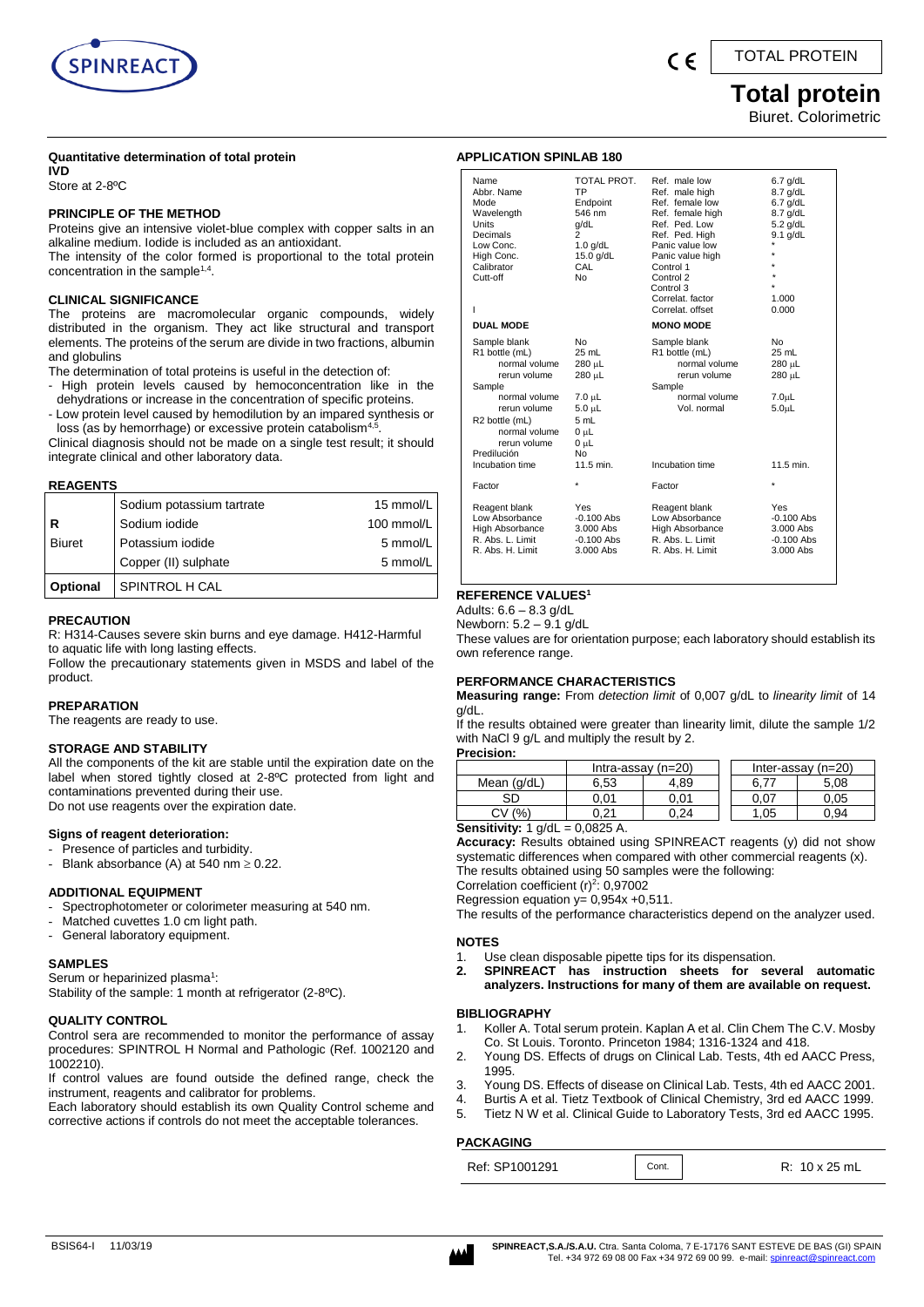SPINREAD

TOTAL PROTEIN

# Total protein

Biuret. Colorimetric

**Quantitative determination of total protein**
**IVD**
Store at 2-8ºC

## PRINCIPLE OF THE METHOD

Proteins give an intensive violet-blue complex with copper salts in an alkaline medium. Iodide is included as an antioxidant.
The intensity of the color formed is proportional to the total protein concentration in the sample[1,4].

## CLINICAL SIGNIFICANCE

The proteins are macromolecular organic compounds, widely distributed in the organism. They act like structural and transport elements. The proteins of the serum are divide in two fractions, albumin and globulins
The determination of total proteins is useful in the detection of:
- High protein levels caused by hemoconcentration like in the dehydrations or increase in the concentration of specific proteins.
- Low protein level caused by hemodilution by an impared synthesis or loss (as by hemorrhage) or excessive protein catabolism[4,5].

Clinical diagnosis should not be made on a single test result; it should integrate clinical and other laboratory data.

## REAGENTS

| | | |
|---|---|---|
| **R** Biuret | Sodium potassium tartrate | 15 mmol/L |
| | Sodium iodide | 100 mmol/L |
| | Potassium iodide | 5 mmol/L |
| | Copper (II) sulphate | 5 mmol/L |
| **Optional** | SPINTROL H CAL | |

## PRECAUTION

R: H314-Causes severe skin burns and eye damage. H412-Harmful to aquatic life with long lasting effects.
Follow the precautionary statements given in MSDS and label of the product.

## PREPARATION

The reagents are ready to use.

## STORAGE AND STABILITY

All the components of the kit are stable until the expiration date on the label when stored tightly closed at 2-8ºC protected from light and contaminations prevented during their use.
Do not use reagents over the expiration date.

### Signs of reagent deterioration:

- Presence of particles and turbidity.
- Blank absorbance (A) at 540 nm ≥ 0.22.

## ADDITIONAL EQUIPMENT

- Spectrophotometer or colorimeter measuring at 540 nm.
- Matched cuvettes 1.0 cm light path.
- General laboratory equipment.

## SAMPLES

Serum or heparinized plasma[1]:
Stability of the sample: 1 month at refrigerator (2-8ºC).

## QUALITY CONTROL

Control sera are recommended to monitor the performance of assay procedures: SPINTROL H Normal and Pathologic (Ref. 1002120 and 1002210).
If control values are found outside the defined range, check the instrument, reagents and calibrator for problems.
Each laboratory should establish its own Quality Control scheme and corrective actions if controls do not meet the acceptable tolerances.

## APPLICATION SPINLAB 180

| | | | |
|---|---|---|---|
| Name | TOTAL PROT. | Ref. male low | 6.7 g/dL |
| Abbr. Name | TP | Ref. male high | 8.7 g/dL |
| Mode | Endpoint | Ref. female low | 6.7 g/dL |
| Wavelength | 546 nm | Ref. female high | 8.7 g/dL |
| Units | g/dL | Ref. Ped. Low | 5.2 g/dL |
| Decimals | 2 | Ref. Ped. High | 9.1 g/dL |
| Low Conc. | 1.0 g/dL | Panic value low | * |
| High Conc. | 15.0 g/dL | Panic value high | * |
| Calibrator | CAL | Control 1 | * |
| Cutt-off | No | Control 2 | * |
| | | Control 3 | * |
| | | Correlat. factor | 1.000 |
| I | | Correlat. offset | 0.000 |
| **DUAL MODE** | | **MONO MODE** | |
| Sample blank | No | Sample blank | No |
| R1 bottle (mL) | 25 mL | R1 bottle (mL) | 25 mL |
| normal volume | 280 µL | normal volume | 280 µL |
| rerun volume | 280 µL | rerun volume | 280 µL |
| Sample | | Sample | |
| normal volume | 7.0 µL | normal volume | 7.0µL |
| rerun volume | 5.0 µL | Vol. normal | 5.0µL |
| R2 bottle (mL) | 5 mL | | |
| normal volume | 0 µL | | |
| rerun volume | 0 µL | | |
| Predilución | No | | |
| Incubation time | 11.5 min. | Incubation time | 11.5 min. |
| Factor | * | Factor | * |
| Reagent blank | Yes | Reagent blank | Yes |
| Low Absorbance | -0.100 Abs | Low Absorbance | -0.100 Abs |
| High Absorbance | 3.000 Abs | High Absorbance | 3.000 Abs |
| R. Abs. L. Limit | -0.100 Abs | R. Abs. L. Limit | -0.100 Abs |
| R. Abs. H. Limit | 3.000 Abs | R. Abs. H. Limit | 3.000 Abs |

## REFERENCE VALUES[1]

Adults: 6.6 – 8.3 g/dL
Newborn: 5.2 – 9.1 g/dL
These values are for orientation purpose; each laboratory should establish its own reference range.

## PERFORMANCE CHARACTERISTICS

**Measuring range:** From *detection limit* of 0,007 g/dL to *linearity limit* of 14 g/dL.
If the results obtained were greater than linearity limit, dilute the sample 1/2 with NaCl 9 g/L and multiply the result by 2.

**Precision:**

| | Intra-assay (n=20) | | Inter-assay (n=20) | |
|---|---|---|---|---|
| Mean (g/dL) | 6,53 | 4,89 | 6,77 | 5,08 |
| SD | 0,01 | 0,01 | 0,07 | 0,05 |
| CV (%) | 0,21 | 0,24 | 1,05 | 0,94 |

**Sensitivity:** 1 g/dL = 0,0825 A.
**Accuracy:** Results obtained using SPINREACT reagents (y) did not show systematic differences when compared with other commercial reagents (x).
The results obtained using 50 samples were the following:
Correlation coefficient $(r)^2$: 0,97002
Regression equation y= 0,954x +0,511.
The results of the performance characteristics depend on the analyzer used.

## NOTES

1. Use clean disposable pipette tips for its dispensation.
2. **SPINREACT has instruction sheets for several automatic analyzers. Instructions for many of them are available on request.**

## BIBLIOGRAPHY

1. Koller A. Total serum protein. Kaplan A et al. Clin Chem The C.V. Mosby Co. St Louis. Toronto. Princeton 1984; 1316-1324 and 418.
2. Young DS. Effects of drugs on Clinical Lab. Tests, 4th ed AACC Press, 1995.
3. Young DS. Effects of disease on Clinical Lab. Tests, 4th ed AACC 2001.
4. Burtis A et al. Tietz Textbook of Clinical Chemistry, 3rd ed AACC 1999.
5. Tietz N W et al. Clinical Guide to Laboratory Tests, 3rd ed AACC 1995.

## PACKAGING

| | | |
|---|---|---|
| Ref: SP1001291 | Cont. | R: 10 x 25 mL |

BSIS64-I 11/03/19

**SPINREACT,S.A./S.A.U.** Ctra. Santa Coloma, 7 E-17176 SANT ESTEVE DE BAS (GI) SPAIN
Tel. +34 972 69 08 00 Fax +34 972 69 00 99. e-mail: spinreact@spinreact.com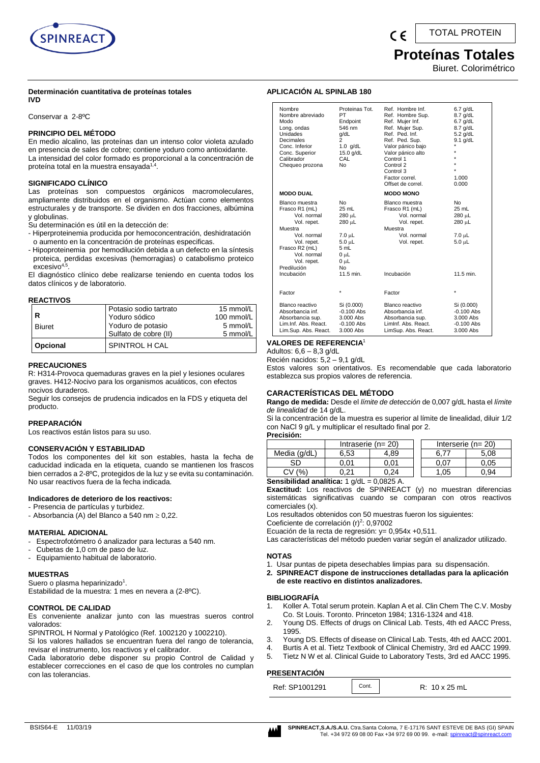TOTAL PROTEIN

# Proteínas Totales

Biuret. Colorimétrico

**Determinación cuantitativa de proteínas totales**
**IVD**

Conservar a 2-8ºC

## PRINCIPIO DEL MÉTODO

En medio alcalino, las proteínas dan un intenso color violeta azulado en presencia de sales de cobre; contiene yoduro como antioxidante. La intensidad del color formado es proporcional a la concentración de proteína total en la muestra ensayada[1,4].

## SIGNIFICADO CLÍNICO

Las proteínas son compuestos orgánicos macromoleculares, ampliamente distribuidos en el organismo. Actúan como elementos estructurales y de transporte. Se dividen en dos fracciones, albúmina y globulinas.

Su determinación es útil en la detección de:

- Hiperproteinemia producida por hemoconcentración, deshidratación o aumento en la concentración de proteínas especificas.
- Hipoproteinemia por hemodilución debida a un defecto en la síntesis proteica, perdidas excesivas (hemorragias) o catabolismo proteico excesivo[4,5].

El diagnóstico clínico debe realizarse teniendo en cuenta todos los datos clínicos y de laboratorio.

## REACTIVOS

| | | |
|---|---|---|
| **R** Biuret | Potasio sodio tartrato | 15 mmol/L |
| | Yoduro sódico | 100 mmol/L |
| | Yoduro de potasio | 5 mmol/L |
| | Sulfato de cobre (II) | 5 mmol/L |
| **Opcional** | SPINTROL H CAL | |

## PRECAUCIONES

R: H314-Provoca quemaduras graves en la piel y lesiones oculares graves. H412-Nocivo para los organismos acuáticos, con efectos nocivos duraderos.

Seguir los consejos de prudencia indicados en la FDS y etiqueta del producto.

## PREPARACIÓN

Los reactivos están listos para su uso.

## CONSERVACIÓN Y ESTABILIDAD

Todos los componentes del kit son estables, hasta la fecha de caducidad indicada en la etiqueta, cuando se mantienen los frascos bien cerrados a 2-8ºC, protegidos de la luz y se evita su contaminación. No usar reactivos fuera de la fecha indicada.

### Indicadores de deterioro de los reactivos:

- Presencia de partículas y turbidez.
- Absorbancia (A) del Blanco a 540 nm ≥ 0,22.

## MATERIAL ADICIONAL

- Espectrofotómetro ó analizador para lecturas a 540 nm.
- Cubetas de 1,0 cm de paso de luz.
- Equipamiento habitual de laboratorio.

## MUESTRAS

Suero o plasma heparinizado[1].
Estabilidad de la muestra: 1 mes en nevera a (2-8ºC).

## CONTROL DE CALIDAD

Es conveniente analizar junto con las muestras sueros control valorados:

SPINTROL H Normal y Patológico (Ref. 1002120 y 1002210).

Si los valores hallados se encuentran fuera del rango de tolerancia, revisar el instrumento, los reactivos y el calibrador.

Cada laboratorio debe disponer su propio Control de Calidad y establecer correcciones en el caso de que los controles no cumplan con las tolerancias.

## APLICACIÓN AL SPINLAB 180

| | | | |
|---|---|---|---|
| Nombre | Proteinas Tot. | Ref. Hombre Inf. | 6.7 g/dL |
| Nombre abreviado | PT | Ref. Hombre Sup. | 8.7 g/dL |
| Modo | Endpoint | Ref. Mujer Inf. | 6.7 g/dL |
| Long. ondas | 546 nm | Ref. Mujer Sup. | 8.7 g/dL |
| Unidades | g/dL | Ref. Ped. Inf. | 5.2 g/dL |
| Decimales | 2 | Ref. Ped. Sup. | 9.1 g/dL |
| Conc. Inferior | 1.0 g/dL | Valor pánico bajo | * |
| Conc. Superior | 15.0 g/dL | Valor pánico alto | * |
| Calibrador | CAL | Control 1 | * |
| Chequeo prozona | No | Control 2 | * |
| | | Control 3 | * |
| | | Factor correl. | 1.000 |
| | | Offset de correl. | 0.000 |
| **MODO DUAL** | | **MODO MONO** | |
| Blanco muestra | No | Blanco muestra | No |
| Frasco R1 (mL) | 25 mL | Frasco R1 (mL) | 25 mL |
| Vol. normal | 280 µL | Vol. normal | 280 µL |
| Vol. repet. | 280 µL | Vol. repet. | 280 µL |
| Muestra | | Muestra | |
| Vol. normal | 7.0 µL | Vol. normal | 7.0 µL |
| Vol. repet. | 5.0 µL | Vol. repet. | 5.0 µL |
| Frasco R2 (mL) | 5 mL | | |
| Vol. normal | 0 µL | | |
| Vol. repet. | 0 µL | | |
| Predilución | No | | |
| Incubación | 11.5 min. | Incubación | 11.5 min. |
| Factor | * | Factor | * |
| Blanco reactivo | Si (0.000) | Blanco reactivo | Si (0.000) |
| Absorbancia inf. | -0.100 Abs | Absorbancia inf. | -0.100 Abs |
| Absorbancia sup. | 3.000 Abs | Absorbancia sup. | 3.000 Abs |
| Lim.Inf. Abs. React. | -0.100 Abs | LimInf. Abs. React. | -0.100 Abs |
| Lim.Sup. Abs. React. | 3.000 Abs | LimSup. Abs. React. | 3.000 Abs |

## VALORES DE REFERENCIA[1]

Adultos: 6,6 – 8,3 g/dL

Recién nacidos: 5,2 – 9,1 g/dL

Estos valores son orientativos. Es recomendable que cada laboratorio establezca sus propios valores de referencia.

## CARACTERÍSTICAS DEL MÉTODO

**Rango de medida:** Desde el *límite de detección* de 0,007 g/dL hasta el *límite de linealidad* de 14 g/dL.

Si la concentración de la muestra es superior al límite de linealidad, diluir 1/2 con NaCl 9 g/L y multiplicar el resultado final por 2.

**Precisión:**

| | Intraserie (n= 20) | | Interserie (n= 20) | |
|---|---|---|---|---|
| Media (g/dL) | 6,53 | 4,89 | 6,77 | 5,08 |
| SD | 0,01 | 0,01 | 0,07 | 0,05 |
| CV (%) | 0,21 | 0,24 | 1,05 | 0,94 |

**Sensibilidad analítica:** 1 g/dL = 0,0825 A.

**Exactitud:** Los reactivos de SPINREACT (y) no muestran diferencias sistemáticas significativas cuando se comparan con otros reactivos comerciales (x).

Los resultados obtenidos con 50 muestras fueron los siguientes:

Coeficiente de correlación $(r)^2$: 0,97002

Ecuación de la recta de regresión: y= 0,954x +0,511.

Las características del método pueden variar según el analizador utilizado.

## NOTAS

1. Usar puntas de pipeta desechables limpias para su dispensación.
2. **SPINREACT dispone de instrucciones detalladas para la aplicación de este reactivo en distintos analizadores.**

## BIBLIOGRAFÍA

1. Koller A. Total serum protein. Kaplan A et al. Clin Chem The C.V. Mosby Co. St Louis. Toronto. Princeton 1984; 1316-1324 and 418.
2. Young DS. Effects of drugs on Clinical Lab. Tests, 4th ed AACC Press, 1995.
3. Young DS. Effects of disease on Clinical Lab. Tests, 4th ed AACC 2001.
4. Burtis A et al. Tietz Textbook of Clinical Chemistry, 3rd ed AACC 1999.
5. Tietz N W et al. Clinical Guide to Laboratory Tests, 3rd ed AACC 1995.

## PRESENTACIÓN

| | | |
|---|---|---|
| Ref: SP1001291 | Cont. | R: 10 x 25 mL |

BSIS64-E 11/03/19

**SPINREACT,S.A./S.A.U.** Ctra.Santa Coloma, 7 E-17176 SANT ESTEVE DE BAS (GI) SPAIN
Tel. +34 972 69 08 00 Fax +34 972 69 00 99. e-mail: spinreact@spinreact.com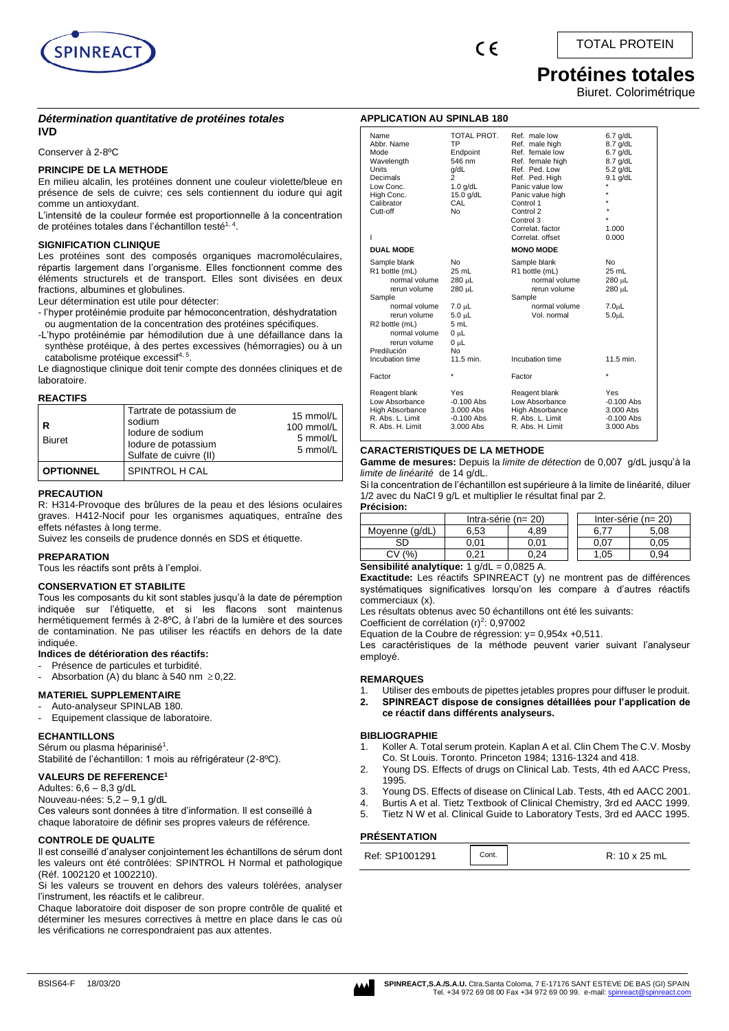TOTAL PROTEIN

# Protéines totales

Biuret. Colorimétrique

### *Détermination quantitative de protéines totales*

**IVD**

Conserver à 2-8ºC

### PRINCIPE DE LA METHODE

En milieu alcalin, les protéines donnent une couleur violette/bleue en présence de sels de cuivre; ces sels contiennent du iodure qui agit comme un antioxydant.

L'intensité de la couleur formée est proportionnelle à la concentration de protéines totales dans l'échantillon testé[1, 4].

### SIGNIFICATION CLINIQUE

Les protéines sont des composés organiques macromoléculaires, répartis largement dans l'organisme. Elles fonctionnent comme des éléments structurels et de transport. Elles sont divisées en deux fractions, albumines et globulines.

Leur détermination est utile pour détecter:

- l'hyper protéinémie produite par hémoconcentration, déshydratation ou augmentation de la concentration des protéines spécifiques.
- L'hypo protéinémie par hémodilution due à une défaillance dans la synthèse protéique, à des pertes excessives (hémorragies) ou à un catabolisme protéique excessif[4, 5].

Le diagnostique clinique doit tenir compte des données cliniques et de laboratoire.

### REACTIFS

| | | |
|---|---|---|
| **R** Biuret | Tartrate de potassium de sodium<br>Iodure de sodium<br>Iodure de potassium<br>Sulfate de cuivre (II) | 15 mmol/L<br>100 mmol/L<br>5 mmol/L<br>5 mmol/L |
| **OPTIONNEL** | SPINTROL H CAL | |

### PRECAUTION

R: H314-Provoque des brûlures de la peau et des lésions oculaires graves. H412-Nocif pour les organismes aquatiques, entraîne des effets néfastes à long terme.

Suivez les conseils de prudence donnés en SDS et étiquette.

### PREPARATION

Tous les réactifs sont prêts à l'emploi.

### CONSERVATION ET STABILITE

Tous les composants du kit sont stables jusqu'à la date de péremption indiquée sur l'étiquette, et si les flacons sont maintenus hermétiquement fermés à 2-8ºC, à l'abri de la lumière et des sources de contamination. Ne pas utiliser les réactifs en dehors de la date indiquée.

**Indices de détérioration des réactifs:**

- Présence de particules et turbidité.
- Absorbation (A) du blanc à 540 nm ≥ 0,22.

### MATERIEL SUPPLEMENTAIRE

- Auto-analyseur SPINLAB 180.
- Equipement classique de laboratoire.

### ECHANTILLONS

Sérum ou plasma héparinisé[1].

Stabilité de l'échantillon: 1 mois au réfrigérateur (2-8ºC).

### VALEURS DE REFERENCE[1]

Adultes: 6,6 – 8,3 g/dL

Nouveau-nées: 5,2 – 9,1 g/dL

Ces valeurs sont données à titre d'information. Il est conseillé à chaque laboratoire de définir ses propres valeurs de référence.

### CONTROLE DE QUALITE

Il est conseillé d'analyser conjointement les échantillons de sérum dont les valeurs ont été contrôlées: SPINTROL H Normal et pathologique (Réf. 1002120 et 1002210).

Si les valeurs se trouvent en dehors des valeurs tolérées, analyser l'instrument, les réactifs et le calibreur.

Chaque laboratoire doit disposer de son propre contrôle de qualité et déterminer les mesures correctives à mettre en place dans le cas où les vérifications ne correspondraient pas aux attentes.

### APPLICATION AU SPINLAB 180

| | | | |
|---|---|---|---|
| Name | TOTAL PROT. | Ref. male low | 6.7 g/dL |
| Abbr. Name | TP | Ref. male high | 8.7 g/dL |
| Mode | Endpoint | Ref. female low | 6.7 g/dL |
| Wavelength | 546 nm | Ref. female high | 8.7 g/dL |
| Units | g/dL | Ref. Ped. Low | 5.2 g/dL |
| Decimals | 2 | Ref. Ped. High | 9.1 g/dL |
| Low Conc. | 1.0 g/dL | Panic value low | * |
| High Conc. | 15.0 g/dL | Panic value high | * |
| Calibrator | CAL | Control 1 | * |
| Cutt-off | No | Control 2 | * |
| | | Control 3 | * |
| | | Correlat. factor | 1.000 |
| I | | Correlat. offset | 0.000 |
| **DUAL MODE** | | **MONO MODE** | |
| Sample blank | No | Sample blank | No |
| R1 bottle (mL) | 25 mL | R1 bottle (mL) | 25 mL |
| normal volume | 280 µL | normal volume | 280 µL |
| rerun volume | 280 µL | rerun volume | 280 µL |
| Sample | | Sample | |
| normal volume | 7.0 µL | normal volume | 7.0µL |
| rerun volume | 5.0 µL | Vol. normal | 5.0µL |
| R2 bottle (mL) | 5 mL | | |
| normal volume | 0 µL | | |
| rerun volume | 0 µL | | |
| Predilución | No | | |
| Incubation time | 11.5 min. | Incubation time | 11.5 min. |
| Factor | * | Factor | * |
| Reagent blank | Yes | Reagent blank | Yes |
| Low Absorbance | -0.100 Abs | Low Absorbance | -0.100 Abs |
| High Absorbance | 3.000 Abs | High Absorbance | 3.000 Abs |
| R. Abs. L. Limit | -0.100 Abs | R. Abs. L. Limit | -0.100 Abs |
| R. Abs. H. Limit | 3.000 Abs | R. Abs. H. Limit | 3.000 Abs |

### CARACTERISTIQUES DE LA METHODE

**Gamme de mesures:** Depuis la *limite de détection* de 0,007 g/dL jusqu'à la *limite de linéarité* de 14 g/dL.

Si la concentration de l'échantillon est supérieure à la limite de linéarité, diluer 1/2 avec du NaCl 9 g/L et multiplier le résultat final par 2.

**Précision:**

| | Intra-série (n= 20) | | Inter-série (n= 20) | |
|---|---|---|---|---|
| Moyenne (g/dL) | 6,53 | 4,89 | 6,77 | 5,08 |
| SD | 0,01 | 0,01 | 0,07 | 0,05 |
| CV (%) | 0,21 | 0,24 | 1,05 | 0,94 |

**Sensibilité analytique:** 1 g/dL = 0,0825 A.

**Exactitude:** Les réactifs SPINREACT (y) ne montrent pas de différences systématiques significatives lorsqu'on les compare à d'autres réactifs commerciaux (x).

Les résultats obtenus avec 50 échantillons ont été les suivants:

Coefficient de corrélation $(r)^2$: 0,97002

Equation de la Coubre de régression: y= 0,954x +0,511.

Les caractéristiques de la méthode peuvent varier suivant l'analyseur employé.

### REMARQUES

1. Utiliser des embouts de pipettes jetables propres pour diffuser le produit.
2. **SPINREACT dispose de consignes détaillées pour l'application de ce réactif dans différents analyseurs.**

### BIBLIOGRAPHIE

1. Koller A. Total serum protein. Kaplan A et al. Clin Chem The C.V. Mosby Co. St Louis. Toronto. Princeton 1984; 1316-1324 and 418.
2. Young DS. Effects of drugs on Clinical Lab. Tests, 4th ed AACC Press, 1995.
3. Young DS. Effects of disease on Clinical Lab. Tests, 4th ed AACC 2001.
4. Burtis A et al. Tietz Textbook of Clinical Chemistry, 3rd ed AACC 1999.
5. Tietz N W et al. Clinical Guide to Laboratory Tests, 3rd ed AACC 1995.

### PRÉSENTATION

| | | |
|---|---|---|
| Ref: SP1001291 | Cont. | R: 10 x 25 mL |

BSIS64-F 18/03/20

SPINREACT,S.A./S.A.U. Ctra.Santa Coloma, 7 E-17176 SANT ESTEVE DE BAS (GI) SPAIN
Tel. +34 972 69 08 00 Fax +34 972 69 00 99. e-mail: spinreact@spinreact.com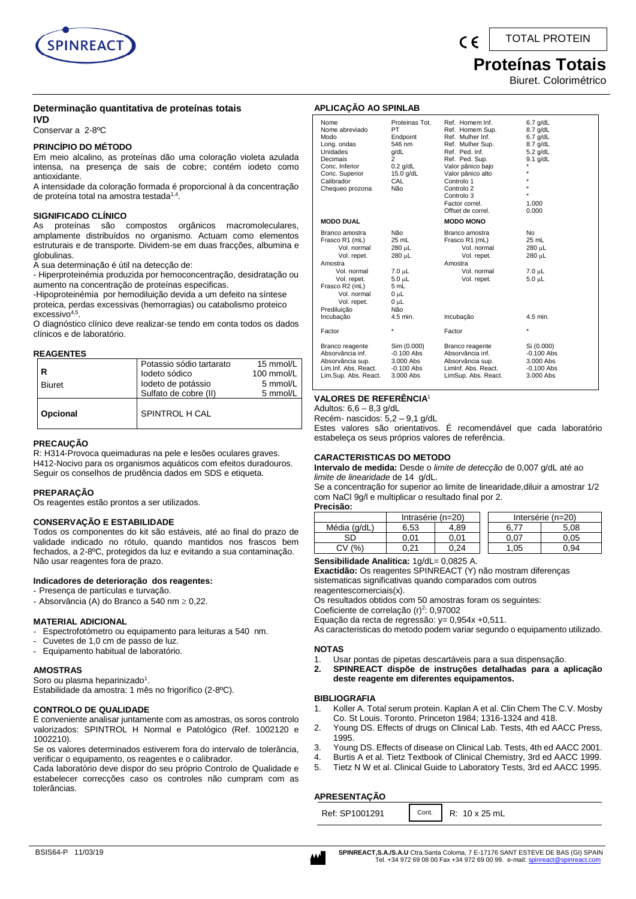SPINREACT

TOTAL PROTEIN

# Proteínas Totais

Biuret. Colorimétrico

### Determinação quantitativa de proteínas totais

**IVD**

Conservar a 2-8ºC

### PRINCÍPIO DO MÉTODO

Em meio alcalino, as proteínas dão uma coloração violeta azulada intensa, na presença de sais de cobre; contém iodeto como antioxidante.

A intensidade da coloração formada é proporcional à da concentração de proteína total na amostra testada[1,4].

### SIGNIFICADO CLÍNICO

As proteínas são compostos orgânicos macromoleculares, amplamente distribuídos no organismo. Actuam como elementos estruturais e de transporte. Dividem-se em duas fracções, albumina e globulinas.

A sua determinação é útil na detecção de:

- Hiperproteinémia produzida por hemoconcentração, desidratação ou aumento na concentração de proteínas especificas.

-Hipoproteinémia por hemodiluição devida a um defeito na síntese proteica, perdas excessivas (hemorragias) ou catabolismo proteico excessivo[4,5].

O diagnóstico clínico deve realizar-se tendo em conta todos os dados clínicos e de laboratório.

### REAGENTES

| | | |
|---|---|---|
| **R** Biuret | Potassio sódio tartarato | 15 mmol/L |
| | Iodeto sódico | 100 mmol/L |
| | Iodeto de potássio | 5 mmol/L |
| | Sulfato de cobre (II) | 5 mmol/L |
| **Opcional** | SPINTROL H CAL | |

### PRECAUÇÃO

R: H314-Provoca queimaduras na pele e lesões oculares graves. H412-Nocivo para os organismos aquáticos com efeitos duradouros. Seguir os conselhos de prudência dados em SDS e etiqueta.

### PREPARAÇÃO

Os reagentes estão prontos a ser utilizados.

### CONSERVAÇÃO E ESTABILIDADE

Todos os componentes do kit são estáveis, até ao final do prazo de validade indicado no rótulo, quando mantidos nos frascos bem fechados, a 2-8ºC, protegidos da luz e evitando a sua contaminação. Não usar reagentes fora de prazo.

#### Indicadores de deterioração dos reagentes:

- Presença de partículas e turvação.
- Absorvância (A) do Branco a 540 nm ≥ 0,22.

### MATERIAL ADICIONAL

- Espectrofotómetro ou equipamento para leituras a 540 nm.
- Cuvetes de 1,0 cm de passo de luz.
- Equipamento habitual de laboratório.

### AMOSTRAS

Soro ou plasma heparinizado[1].

Estabilidade da amostra: 1 mês no frigorífico (2-8ºC).

### CONTROLO DE QUALIDADE

É conveniente analisar juntamente com as amostras, os soros controlo valorizados: SPINTROL H Normal e Patológico (Ref. 1002120 e 1002210).

Se os valores determinados estiverem fora do intervalo de tolerância, verificar o equipamento, os reagentes e o calibrador.

Cada laboratório deve dispor do seu próprio Controlo de Qualidade e estabelecer correcções caso os controles não cumpram com as tolerâncias.

### APLICAÇÃO AO SPINLAB

| | | | |
|---|---|---|---|
| Nome | Proteinas Tot. | Ref. Homem Inf. | 6.7 g/dL |
| Nome abreviado | PT | Ref. Homem Sup. | 8.7 g/dL |
| Modo | Endpoint | Ref. Mulher Inf. | 6.7 g/dL |
| Long. ondas | 546 nm | Ref. Mulher Sup. | 8.7 g/dL |
| Unidades | g/dL | Ref. Ped. Inf. | 5.2 g/dL |
| Decimais | 2 | Ref. Ped. Sup. | 9.1 g/dL |
| Conc. Inferior | 0.2 g/dL | Valor pânico bajo | * |
| Conc. Superior | 15.0 g/dL | Valor pânico alto | * |
| Calibrador | CAL | Controlo 1 | * |
| Chequeo prozona | Não | Controlo 2 | * |
| | | Controlo 3 | * |
| | | Factor correl. | 1.000 |
| | | Offset de correl. | 0.000 |
| **MODO DUAL** | | **MODO MONO** | |
| Branco amostra | Não | Branco amostra | No |
| Frasco R1 (mL) | 25 mL | Frasco R1 (mL) | 25 mL |
| Vol. normal | 280 µL | Vol. normal | 280 µL |
| Vol. repet. | 280 µL | Vol. repet. | 280 µL |
| Amostra | | Amostra | |
| Vol. normal | 7.0 µL | Vol. normal | 7.0 µL |
| Vol. repet. | 5.0 µL | Vol. repet. | 5.0 µL |
| Frasco R2 (mL) | 5 mL | | |
| Vol. normal | 0 µL | | |
| Vol. repet. | 0 µL | | |
| Prediluição | Não | | |
| Incubação | 4.5 min. | Incubação | 4.5 min. |
| Factor | * | Factor | * |
| Branco reagente | Sim (0.000) | Branco reagente | Si (0.000) |
| Absorvância inf. | -0.100 Abs | Absorvância inf. | -0.100 Abs |
| Absorvância sup. | 3.000 Abs | Absorvância sup. | 3.000 Abs |
| Lim.Inf. Abs. React. | -0.100 Abs | LimInf. Abs. React. | -0.100 Abs |
| Lim.Sup. Abs. React. | 3.000 Abs | LimSup. Abs. React. | 3.000 Abs |

### VALORES DE REFERÊNCIA[1]

Adultos: 6,6 – 8,3 g/dL

Recém- nascidos: 5,2 – 9,1 g/dL

Estes valores são orientativos. É recomendável que cada laboratório estabeleça os seus próprios valores de referência.

### CARACTERISTICAS DO METODO

**Intervalo de medida:** Desde o *limite de detecção* de 0,007 g/dL até ao *limite de linearidade* de 14 g/dL.

Se a concentração for superior ao limite de linearidade,diluir a amostrar 1/2 com NaCl 9g/l e multiplicar o resultado final por 2.

**Precisão:**

| | Intrasérie (n=20) | | Intersérie (n=20) | |
|---|---|---|---|---|
| Média (g/dL) | 6,53 | 4,89 | 6,77 | 5,08 |
| SD | 0,01 | 0,01 | 0,07 | 0,05 |
| CV (%) | 0,21 | 0,24 | 1,05 | 0,94 |

**Sensibilidade Analitica:** 1g/dL= 0,0825 A.

**Exactidão:** Os reagentes SPINREACT (Y) não mostram diferenças sistematicas significativas quando comparados com outros reagentescomerciais(x).

Os resultados obtidos com 50 amostras foram os seguintes:

Coeficiente de correlação $(r)^2$: 0,97002

Equação da recta de regressão: y= 0,954x +0,511.

As caracteristicas do metodo podem variar segundo o equipamento utilizado.

### NOTAS

1. Usar pontas de pipetas descartáveis para a sua dispensação.
2. **SPINREACT dispõe de instruções detalhadas para a aplicação deste reagente em diferentes equipamentos.**

### BIBLIOGRAFIA

1. Koller A. Total serum protein. Kaplan A et al. Clin Chem The C.V. Mosby Co. St Louis. Toronto. Princeton 1984; 1316-1324 and 418.
2. Young DS. Effects of drugs on Clinical Lab. Tests, 4th ed AACC Press, 1995.
3. Young DS. Effects of disease on Clinical Lab. Tests, 4th ed AACC 2001.
4. Burtis A et al. Tietz Textbook of Clinical Chemistry, 3rd ed AACC 1999.
5. Tietz N W et al. Clinical Guide to Laboratory Tests, 3rd ed AACC 1995.

### APRESENTAÇÃO

| | | |
|---|---|---|
| Ref: SP1001291 | Cont. | R: 10 x 25 mL |

BSIS64-P 11/03/19

**SPINREACT,S.A./S.A.U** Ctra.Santa Coloma, 7 E-17176 SANT ESTEVE DE BAS (GI) SPAIN Tel. +34 972 69 08 00 Fax +34 972 69 00 99. e-mail: spinreact@spinreact.com